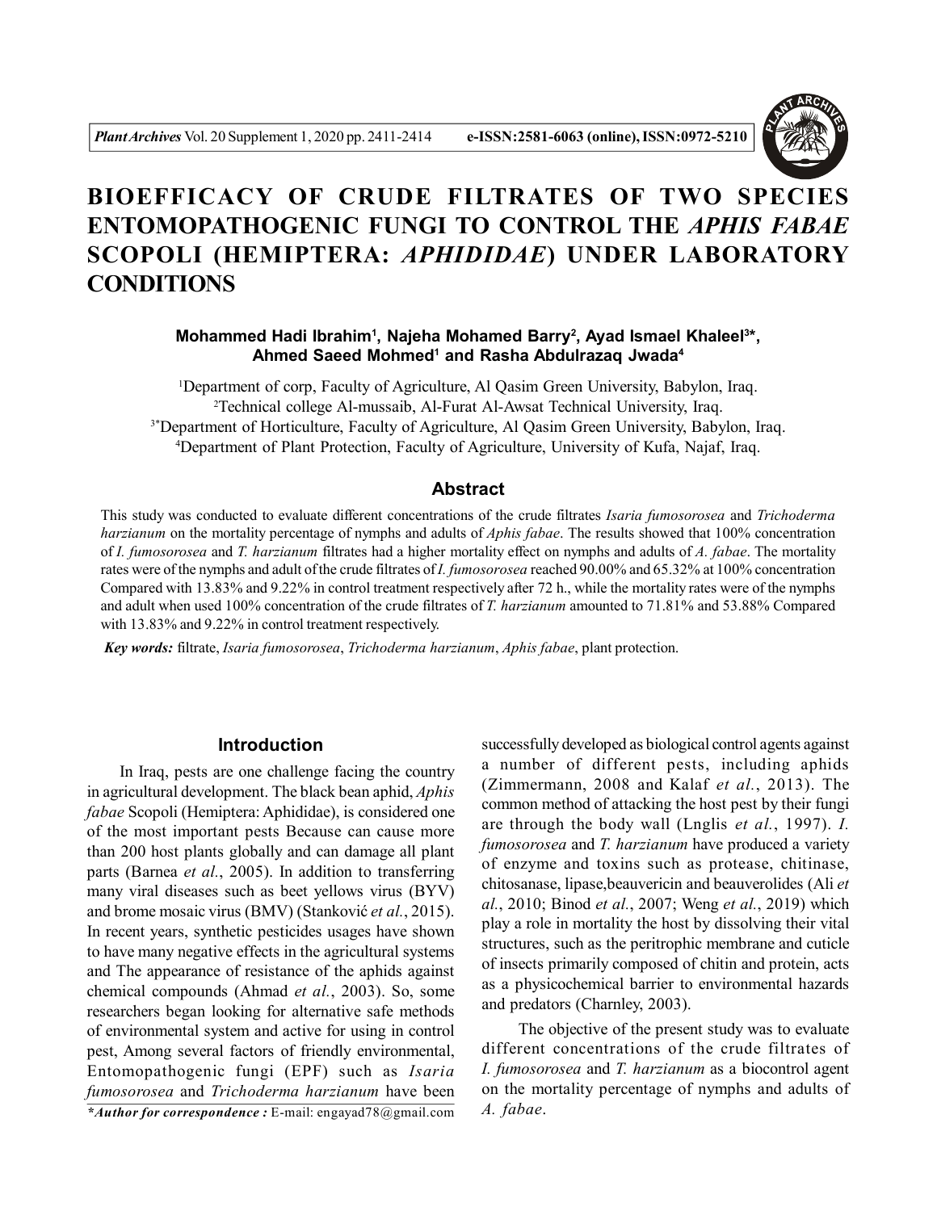# BIOEFFICACY OF CRUDE FILTRATES OF TWO SPECIES ENTOMOPATHOGENIC FUNGI TO CONTROL THE *APHIS FABAE* SCOPOLI (HEMIPTERA: *APHIDIDAE*) UNDER LABORATORY CONDITIONS

**Mohammed Hadi Ibrahim[1], Najeha Mohamed Barry[2], Ayad Ismael Khaleel[3]\*, Ahmed Saeed Mohmed[1] and Rasha Abdulrazaq Jwada[4]**

[1]Department of corp, Faculty of Agriculture, Al Qasim Green University, Babylon, Iraq.
[2]Technical college Al-mussaib, Al-Furat Al-Awsat Technical University, Iraq.
[3*]Department of Horticulture, Faculty of Agriculture, Al Qasim Green University, Babylon, Iraq.
[4]Department of Plant Protection, Faculty of Agriculture, University of Kufa, Najaf, Iraq.

## Abstract

This study was conducted to evaluate different concentrations of the crude filtrates *Isaria fumosorosea* and *Trichoderma harzianum* on the mortality percentage of nymphs and adults of *Aphis fabae*. The results showed that 100% concentration of *I. fumosorosea* and *T. harzianum* filtrates had a higher mortality effect on nymphs and adults of *A. fabae*. The mortality rates were of the nymphs and adult of the crude filtrates of *I. fumosorosea* reached 90.00% and 65.32% at 100% concentration Compared with 13.83% and 9.22% in control treatment respectively after 72 h., while the mortality rates were of the nymphs and adult when used 100% concentration of the crude filtrates of *T. harzianum* amounted to 71.81% and 53.88% Compared with 13.83% and 9.22% in control treatment respectively.

***Key words:*** filtrate, *Isaria fumosorosea*, *Trichoderma harzianum*, *Aphis fabae*, plant protection.

## Introduction

In Iraq, pests are one challenge facing the country in agricultural development. The black bean aphid, *Aphis fabae* Scopoli (Hemiptera: Aphididae), is considered one of the most important pests Because can cause more than 200 host plants globally and can damage all plant parts (Barnea *et al.*, 2005). In addition to transferring many viral diseases such as beet yellows virus (BYV) and brome mosaic virus (BMV) (Stanković *et al.*, 2015). In recent years, synthetic pesticides usages have shown to have many negative effects in the agricultural systems and The appearance of resistance of the aphids against chemical compounds (Ahmad *et al.*, 2003). So, some researchers began looking for alternative safe methods of environmental system and active for using in control pest, Among several factors of friendly environmental, Entomopathogenic fungi (EPF) such as *Isaria fumosorosea* and *Trichoderma harzianum* have been successfully developed as biological control agents against a number of different pests, including aphids (Zimmermann, 2008 and Kalaf *et al.*, 2013). The common method of attacking the host pest by their fungi are through the body wall (Lnglis *et al.*, 1997). *I. fumosorosea* and *T. harzianum* have produced a variety of enzyme and toxins such as protease, chitinase, chitosanase, lipase,beauvericin and beauverolides (Ali *et al.*, 2010; Binod *et al.*, 2007; Weng *et al.*, 2019) which play a role in mortality the host by dissolving their vital structures, such as the peritrophic membrane and cuticle of insects primarily composed of chitin and protein, acts as a physicochemical barrier to environmental hazards and predators (Charnley, 2003).

The objective of the present study was to evaluate different concentrations of the crude filtrates of *I. fumosorosea* and *T. harzianum* as a biocontrol agent on the mortality percentage of nymphs and adults of *A. fabae*.

***\*Author for correspondence :*** E-mail: engayad78@gmail.com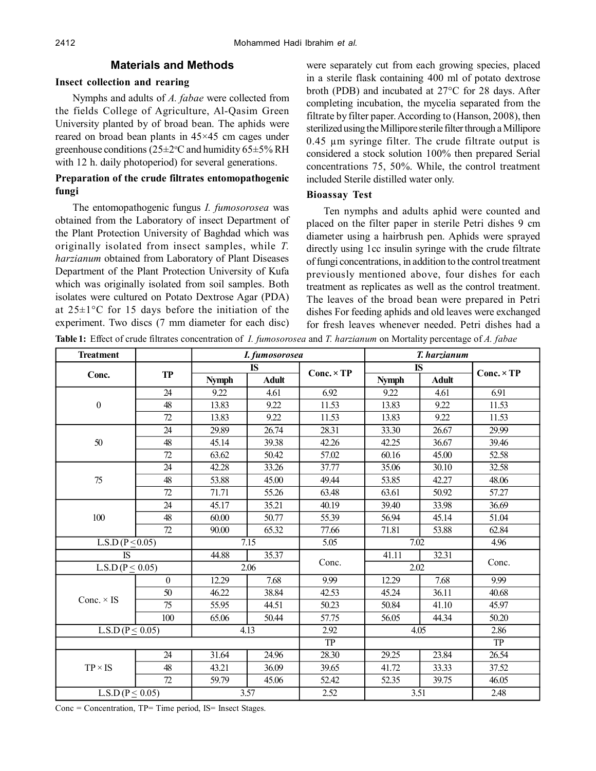## Materials and Methods

### Insect collection and rearing

Nymphs and adults of *A. fabae* were collected from the fields College of Agriculture, Al-Qasim Green University planted by of broad bean. The aphids were reared on broad bean plants in 45×45 cm cages under greenhouse conditions (25±2°C and humidity 65±5% RH with 12 h. daily photoperiod) for several generations.

### Preparation of the crude filtrates entomopathogenic fungi

The entomopathogenic fungus *I. fumosorosea* was obtained from the Laboratory of insect Department of the Plant Protection University of Baghdad which was originally isolated from insect samples, while *T. harzianum* obtained from Laboratory of Plant Diseases Department of the Plant Protection University of Kufa which was originally isolated from soil samples. Both isolates were cultured on Potato Dextrose Agar (PDA) at 25±1°C for 15 days before the initiation of the experiment. Two discs (7 mm diameter for each disc) were separately cut from each growing species, placed in a sterile flask containing 400 ml of potato dextrose broth (PDB) and incubated at 27°C for 28 days. After completing incubation, the mycelia separated from the filtrate by filter paper. According to (Hanson, 2008), then sterilized using the Millipore sterile filter through a Millipore 0.45 µm syringe filter. The crude filtrate output is considered a stock solution 100% then prepared Serial concentrations 75, 50%. While, the control treatment included Sterile distilled water only.

### Bioassay Test

Ten nymphs and adults aphid were counted and placed on the filter paper in sterile Petri dishes 9 cm diameter using a hairbrush pen. Aphids were sprayed directly using 1cc insulin syringe with the crude filtrate of fungi concentrations, in addition to the control treatment previously mentioned above, four dishes for each treatment as replicates as well as the control treatment. The leaves of the broad bean were prepared in Petri dishes For feeding aphids and old leaves were exchanged for fresh leaves whenever needed. Petri dishes had a

**Table 1:** Effect of crude filtrates concentration of *I. fumosorosea* and *T. harzianum* on Mortality percentage of *A. fabae*

| Treatment | | *I. fumosorosea* | | | *T. harzianum* | | |
|---|---|---|---|---|---|---|---|
| Conc. | TP | IS | | Conc. × TP | IS | | Conc. × TP |
| | | Nymph | Adult | | Nymph | Adult | |
| 0 | 24 | 9.22 | 4.61 | 6.92 | 9.22 | 4.61 | 6.91 |
| | 48 | 13.83 | 9.22 | 11.53 | 13.83 | 9.22 | 11.53 |
| | 72 | 13.83 | 9.22 | 11.53 | 13.83 | 9.22 | 11.53 |
| 50 | 24 | 29.89 | 26.74 | 28.31 | 33.30 | 26.67 | 29.99 |
| | 48 | 45.14 | 39.38 | 42.26 | 42.25 | 36.67 | 39.46 |
| | 72 | 63.62 | 50.42 | 57.02 | 60.16 | 45.00 | 52.58 |
| 75 | 24 | 42.28 | 33.26 | 37.77 | 35.06 | 30.10 | 32.58 |
| | 48 | 53.88 | 45.00 | 49.44 | 53.85 | 42.27 | 48.06 |
| | 72 | 71.71 | 55.26 | 63.48 | 63.61 | 50.92 | 57.27 |
| 100 | 24 | 45.17 | 35.21 | 40.19 | 39.40 | 33.98 | 36.69 |
| | 48 | 60.00 | 50.77 | 55.39 | 56.94 | 45.14 | 51.04 |
| | 72 | 90.00 | 65.32 | 77.66 | 71.81 | 53.88 | 62.84 |
| L.S.D (P ≤ 0.05) | | 7.15 | | 5.05 | 7.02 | | 4.96 |
| IS | | 44.88 | 35.37 | Conc. | 41.11 | 32.31 | Conc. |
| L.S.D (P ≤ 0.05) | | 2.06 | | | 2.02 | | |
| Conc. × IS | 0 | 12.29 | 7.68 | 9.99 | 12.29 | 7.68 | 9.99 |
| | 50 | 46.22 | 38.84 | 42.53 | 45.24 | 36.11 | 40.68 |
| | 75 | 55.95 | 44.51 | 50.23 | 50.84 | 41.10 | 45.97 |
| | 100 | 65.06 | 50.44 | 57.75 | 56.05 | 44.34 | 50.20 |
| L.S.D (P ≤ 0.05) | | 4.13 | | 2.92 | 4.05 | | 2.86 |
| | | | | TP | | | TP |
| TP × IS | 24 | 31.64 | 24.96 | 28.30 | 29.25 | 23.84 | 26.54 |
| | 48 | 43.21 | 36.09 | 39.65 | 41.72 | 33.33 | 37.52 |
| | 72 | 59.79 | 45.06 | 52.42 | 52.35 | 39.75 | 46.05 |
| L.S.D (P ≤ 0.05) | | 3.57 | | 2.52 | 3.51 | | 2.48 |

Conc = Concentration, TP= Time period, IS= Insect Stages.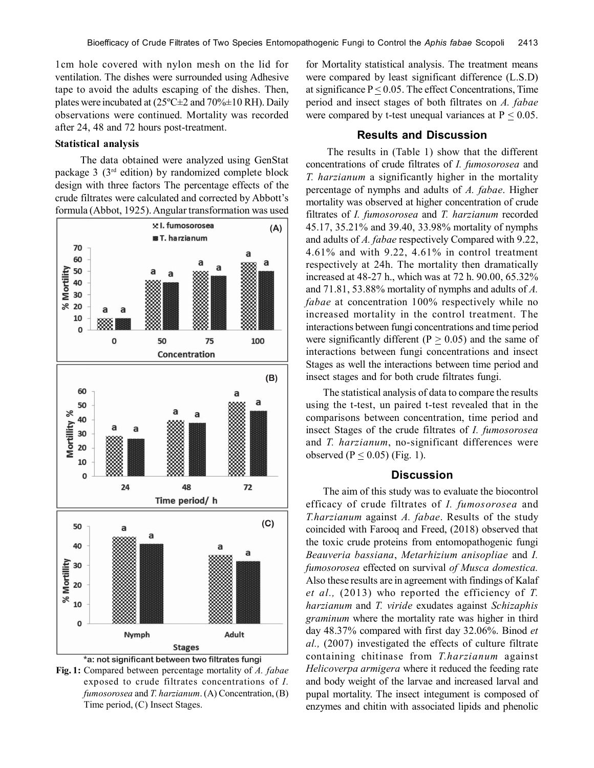1cm hole covered with nylon mesh on the lid for ventilation. The dishes were surrounded using Adhesive tape to avoid the adults escaping of the dishes. Then, plates were incubated at (25ºC±2 and 70%±10 RH). Daily observations were continued. Mortality was recorded after 24, 48 and 72 hours post-treatment.

#### Statistical analysis

The data obtained were analyzed using GenStat package 3 (3rd edition) by randomized complete block design with three factors The percentage effects of the crude filtrates were calculated and corrected by Abbott's formula (Abbot, 1925). Angular transformation was used for Mortality statistical analysis. The treatment means were compared by least significant difference (L.S.D) at significance $P \leq 0.05$. The effect Concentrations, Time period and insect stages of both filtrates on *A. fabae* were compared by t-test unequal variances at $P \leq 0.05$.

*a: not significant between two filtrates fungi

**Fig. 1:** Compared between percentage mortality of *A. fabae* exposed to crude filtrates concentrations of *I. fumosorosea* and *T. harzianum*. (A) Concentration, (B) Time period, (C) Insect Stages.

## Results and Discussion

The results in (Table 1) show that the different concentrations of crude filtrates of *I. fumosorosea* and *T. harzianum* a significantly higher in the mortality percentage of nymphs and adults of *A. fabae*. Higher mortality was observed at higher concentration of crude filtrates of *I. fumosorosea* and *T. harzianum* recorded 45.17, 35.21% and 39.40, 33.98% mortality of nymphs and adults of *A. fabae* respectively Compared with 9.22, 4.61% and with 9.22, 4.61% in control treatment respectively at 24h. The mortality then dramatically increased at 48-27 h., which was at 72 h. 90.00, 65.32% and 71.81, 53.88% mortality of nymphs and adults of *A. fabae* at concentration 100% respectively while no increased mortality in the control treatment. The interactions between fungi concentrations and time period were significantly different ($P \geq 0.05$) and the same of interactions between fungi concentrations and insect Stages as well the interactions between time period and insect stages and for both crude filtrates fungi.

The statistical analysis of data to compare the results using the t-test, un paired t-test revealed that in the comparisons between concentration, time period and insect Stages of the crude filtrates of *I. fumosorosea* and *T. harzianum*, no-significant differences were observed ($P \leq 0.05$) (Fig. 1).

## Discussion

The aim of this study was to evaluate the biocontrol efficacy of crude filtrates of *I. fumosorosea* and *T.harzianum* against *A. fabae*. Results of the study coincided with Farooq and Freed, (2018) observed that the toxic crude proteins from entomopathogenic fungi *Beauveria bassiana*, *Metarhizium anisopliae* and *I. fumosorosea* effected on survival *of Musca domestica.* Also these results are in agreement with findings of Kalaf *et al.,* (2013) who reported the efficiency of *T. harzianum* and *T. viride* exudates against *Schizaphis graminum* where the mortality rate was higher in third day 48.37% compared with first day 32.06%. Binod *et al.,* (2007) investigated the effects of culture filtrate containing chitinase from *T.harzianum* against *Helicoverpa armigera* where it reduced the feeding rate and body weight of the larvae and increased larval and pupal mortality. The insect integument is composed of enzymes and chitin with associated lipids and phenolic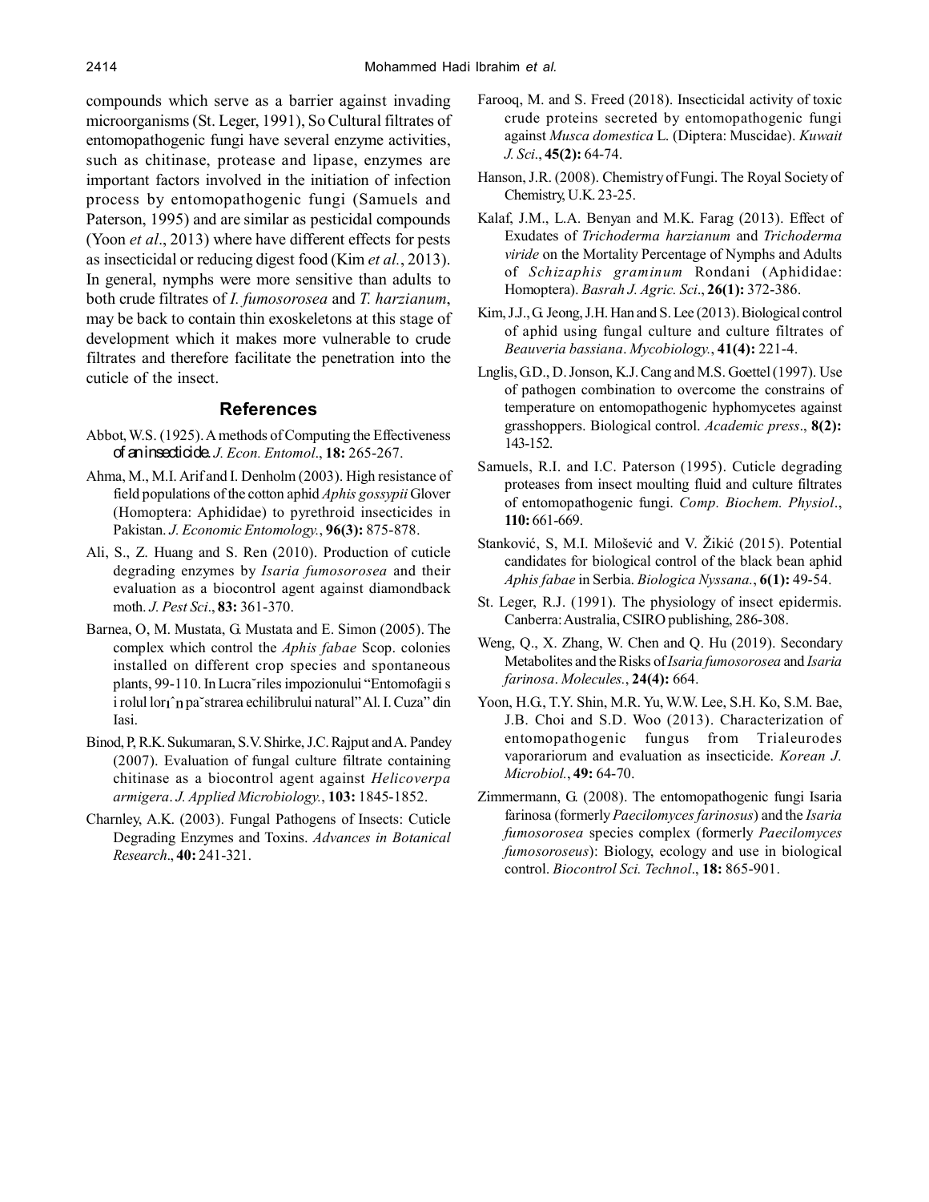compounds which serve as a barrier against invading microorganisms (St. Leger, 1991), So Cultural filtrates of entomopathogenic fungi have several enzyme activities, such as chitinase, protease and lipase, enzymes are important factors involved in the initiation of infection process by entomopathogenic fungi (Samuels and Paterson, 1995) and are similar as pesticidal compounds (Yoon *et al*., 2013) where have different effects for pests as insecticidal or reducing digest food (Kim *et al.*, 2013). In general, nymphs were more sensitive than adults to both crude filtrates of *I. fumosorosea* and *T. harzianum*, may be back to contain thin exoskeletons at this stage of development which it makes more vulnerable to crude filtrates and therefore facilitate the penetration into the cuticle of the insect.

## References

Abbot, W.S. (1925). A methods of Computing the Effectiveness of an insecticide. *J. Econ. Entomol*., **18:** 265-267.

Ahma, M., M.I. Arif and I. Denholm (2003). High resistance of field populations of the cotton aphid *Aphis gossypii* Glover (Homoptera: Aphididae) to pyrethroid insecticides in Pakistan. *J. Economic Entomology.*, **96(3):** 875-878.

Ali, S., Z. Huang and S. Ren (2010). Production of cuticle degrading enzymes by *Isaria fumosorosea* and their evaluation as a biocontrol agent against diamondback moth. *J. Pest Sci*., **83:** 361-370.

Barnea, O, M. Mustata, G. Mustata and E. Simon (2005). The complex which control the *Aphis fabae* Scop. colonies installed on different crop species and spontaneous plants, 99-110. In Lucra˘riles impozionului "Entomofagii s i rolul lorıˆn pa˘strarea echilibrului natural" Al. I. Cuza" din Iasi.

Binod, P, R.K. Sukumaran, S.V. Shirke, J.C. Rajput and A. Pandey (2007). Evaluation of fungal culture filtrate containing chitinase as a biocontrol agent against *Helicoverpa armigera*. *J. Applied Microbiology.*, **103:** 1845-1852.

Charnley, A.K. (2003). Fungal Pathogens of Insects: Cuticle Degrading Enzymes and Toxins. *Advances in Botanical Research*., **40:** 241-321.

Farooq, M. and S. Freed (2018). Insecticidal activity of toxic crude proteins secreted by entomopathogenic fungi against *Musca domestica* L. (Diptera: Muscidae). *Kuwait J. Sci*., **45(2):** 64-74.

Hanson, J.R. (2008). Chemistry of Fungi. The Royal Society of Chemistry, U.K. 23-25.

Kalaf, J.M., L.A. Benyan and M.K. Farag (2013). Effect of Exudates of *Trichoderma harzianum* and *Trichoderma viride* on the Mortality Percentage of Nymphs and Adults of *Schizaphis graminum* Rondani (Aphididae: Homoptera). *Basrah J. Agric. Sci*., **26(1):** 372-386.

Kim, J.J., G. Jeong, J.H. Han and S. Lee (2013). Biological control of aphid using fungal culture and culture filtrates of *Beauveria bassiana*. *Mycobiology.*, **41(4):** 221-4.

Lnglis, G.D., D. Jonson, K.J. Cang and M.S. Goettel (1997). Use of pathogen combination to overcome the constrains of temperature on entomopathogenic hyphomycetes against grasshoppers. Biological control. *Academic press*., **8(2):** 143-152.

Samuels, R.I. and I.C. Paterson (1995). Cuticle degrading proteases from insect moulting fluid and culture filtrates of entomopathogenic fungi. *Comp. Biochem. Physiol*., **110:** 661-669.

Stanković, S, M.I. Milošević and V. Žikić (2015). Potential candidates for biological control of the black bean aphid *Aphis fabae* in Serbia. *Biologica Nyssana.*, **6(1):** 49-54.

St. Leger, R.J. (1991). The physiology of insect epidermis. Canberra: Australia, CSIRO publishing, 286-308.

Weng, Q., X. Zhang, W. Chen and Q. Hu (2019). Secondary Metabolites and the Risks of *Isaria fumosorosea* and *Isaria farinosa*. *Molecules.*, **24(4):** 664.

Yoon, H.G., T.Y. Shin, M.R. Yu, W.W. Lee, S.H. Ko, S.M. Bae, J.B. Choi and S.D. Woo (2013). Characterization of entomopathogenic fungus from Trialeurodes vaporariorum and evaluation as insecticide. *Korean J. Microbiol.*, **49:** 64-70.

Zimmermann, G. (2008). The entomopathogenic fungi Isaria farinosa (formerly *Paecilomyces farinosus*) and the *Isaria fumosorosea* species complex (formerly *Paecilomyces fumosoroseus*): Biology, ecology and use in biological control. *Biocontrol Sci. Technol*., **18:** 865-901.